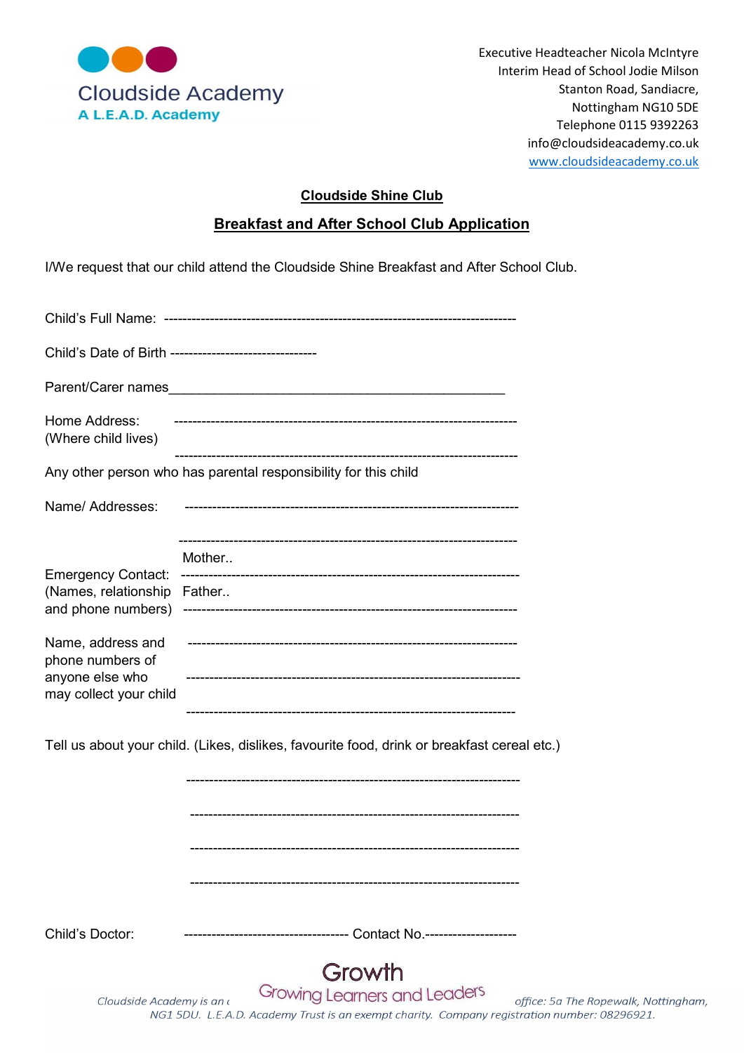Cloudside Academy
A L.E.A.D. Academy

Executive Headteacher Nicola McIntyre
Interim Head of School Jodie Milson
Stanton Road, Sandiacre,
Nottingham NG10 5DE
Telephone 0115 9392263
info@cloudsideacademy.co.uk
www.cloudsideacademy.co.uk

## Cloudside Shine Club

## Breakfast and After School Club Application

I/We request that our child attend the Cloudside Shine Breakfast and After School Club.

Child's Full Name: ---------------------------------------------------------------------------

Child's Date of Birth --------------------------------

Parent/Carer names_______________________________________________

Home Address: ---------------------------------------------------------------------------
(Where child lives)
---------------------------------------------------------------------------

Any other person who has parental responsibility for this child

Name/ Addresses: ---------------------------------------------------------------------------

---------------------------------------------------------------------------

Emergency Contact: Mother.. ---------------------------------------------------------------------------
(Names, relationship Father..
and phone numbers) ---------------------------------------------------------------------------

Name, address and ---------------------------------------------------------------------------
phone numbers of
anyone else who ---------------------------------------------------------------------------
may collect your child
---------------------------------------------------------------------------

Tell us about your child. (Likes, dislikes, favourite food, drink or breakfast cereal etc.)

---------------------------------------------------------------------------

---------------------------------------------------------------------------

---------------------------------------------------------------------------

---------------------------------------------------------------------------

Child's Doctor: ------------------------------------ Contact No.--------------------

Growth
Growing Learners and Leaders

Cloudside Academy is an ... office: 5a The Ropewalk, Nottingham, NG1 5DU. L.E.A.D. Academy Trust is an exempt charity. Company registration number: 08296921.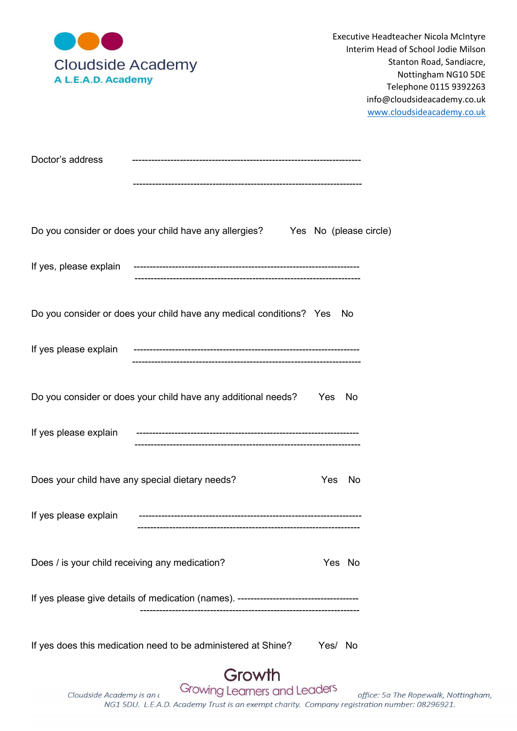Cloudside Academy
A L.E.A.D. Academy

Executive Headteacher Nicola McIntyre
Interim Head of School Jodie Milson
Stanton Road, Sandiacre,
Nottingham NG10 5DE
Telephone 0115 9392263
info@cloudsideacademy.co.uk
www.cloudsideacademy.co.uk

Doctor's address -----------------------------------------------------------------------

-----------------------------------------------------------------------

Do you consider or does your child have any allergies? Yes No (please circle)

If yes, please explain -----------------------------------------------------------------------
-----------------------------------------------------------------------

Do you consider or does your child have any medical conditions? Yes No

If yes please explain -----------------------------------------------------------------------
-----------------------------------------------------------------------

Do you consider or does your child have any additional needs? Yes No

If yes please explain -----------------------------------------------------------------------
-----------------------------------------------------------------------

Does your child have any special dietary needs? Yes No

If yes please explain -----------------------------------------------------------------------
-----------------------------------------------------------------------

Does / is your child receiving any medication? Yes No

If yes please give details of medication (names). --------------------------------------
-----------------------------------------------------------------------

If yes does this medication need to be administered at Shine? Yes/ No

Growth
Growing Learners and Leaders

*Cloudside Academy is an ... office: 5a The Ropewalk, Nottingham, NG1 5DU. L.E.A.D. Academy Trust is an exempt charity. Company registration number: 08296921.*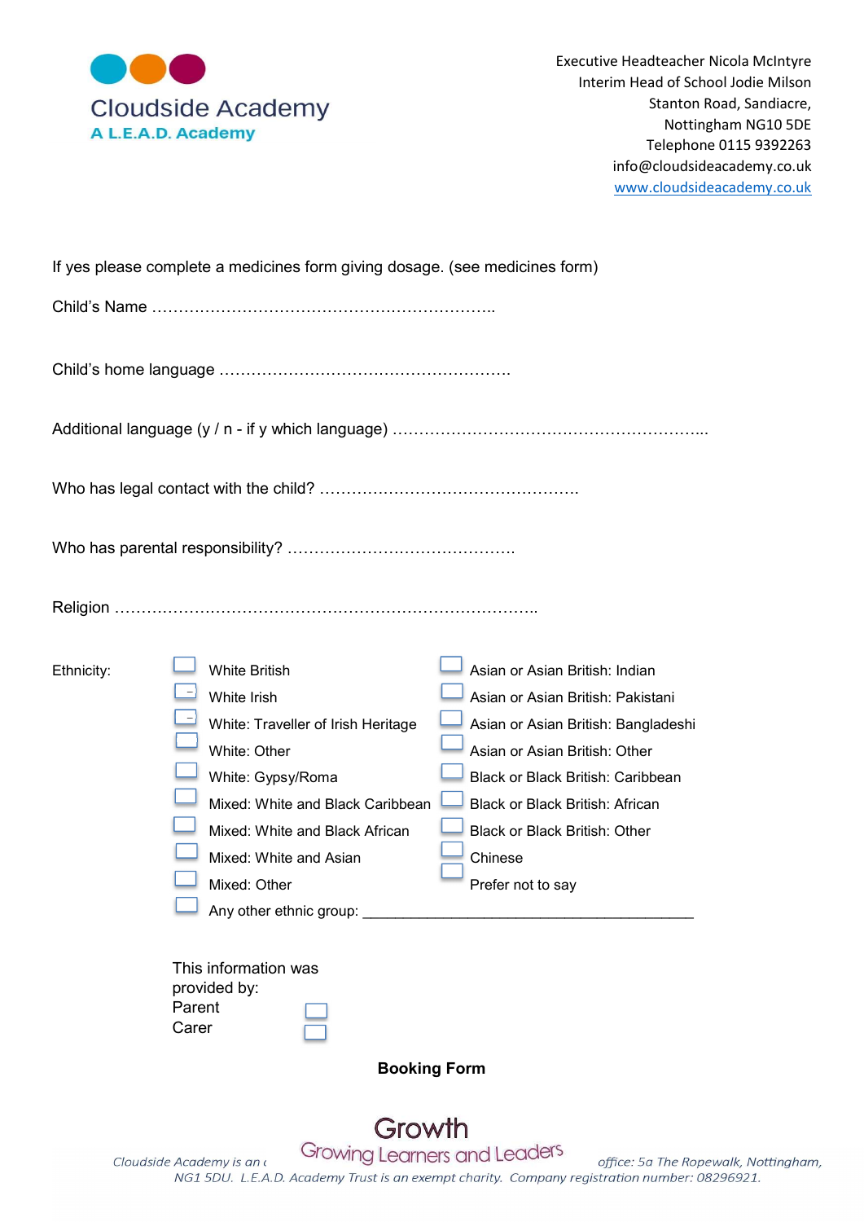If yes please complete a medicines form giving dosage. (see medicines form)

Child's Name …………………………………………………………..

Child's home language ……………………………………………….

Additional language (y / n - if y which language) …………………………………………………...

Who has legal contact with the child? ………………………………………….

Who has parental responsibility? …………………………………….

Religion …………………………………………………………………..

Ethnicity:

- ☐ White British
- ☐ White Irish
- ☐ White: Traveller of Irish Heritage
- ☐ White: Other
- ☐ White: Gypsy/Roma
- ☐ Mixed: White and Black Caribbean
- ☐ Mixed: White and Black African
- ☐ Mixed: White and Asian
- ☐ Mixed: Other
- ☐ Any other ethnic group: ________________________________________
- ☐ Asian or Asian British: Indian
- ☐ Asian or Asian British: Pakistani
- ☐ Asian or Asian British: Bangladeshi
- ☐ Asian or Asian British: Other
- ☐ Black or Black British: Caribbean
- ☐ Black or Black British: African
- ☐ Black or Black British: Other
- ☐ Chinese
- ☐ Prefer not to say

This information was provided by:

Parent ☐

Carer ☐

**Booking Form**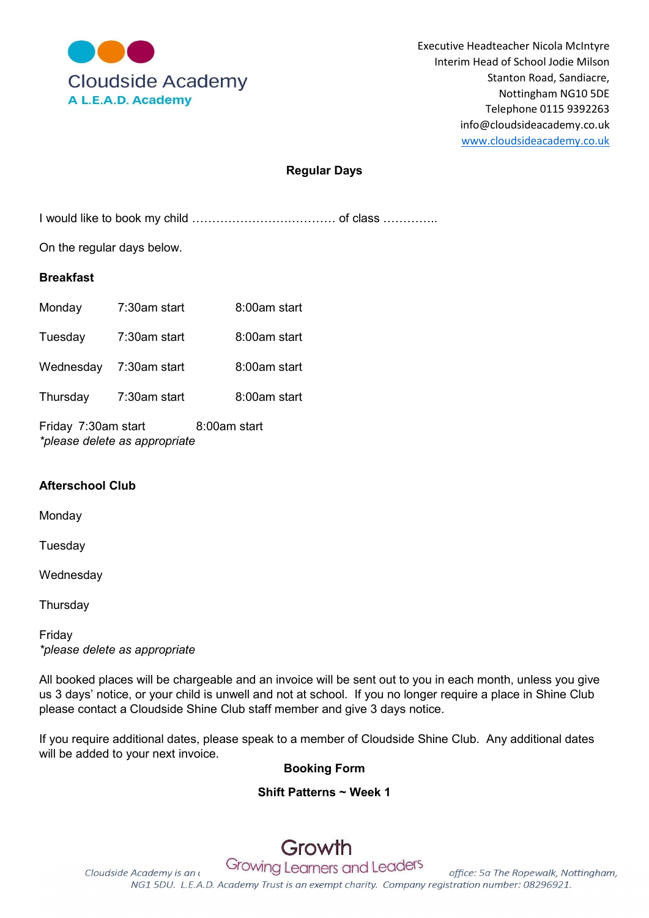Cloudside Academy
A L.E.A.D. Academy

Executive Headteacher Nicola McIntyre
Interim Head of School Jodie Milson
Stanton Road, Sandiacre,
Nottingham NG10 5DE
Telephone 0115 9392263
info@cloudsideacademy.co.uk
www.cloudsideacademy.co.uk

## Regular Days

I would like to book my child ……………………………… of class …………..

On the regular days below.

**Breakfast**

| | | |
|---|---|---|
| Monday | 7:30am start | 8:00am start |
| Tuesday | 7:30am start | 8:00am start |
| Wednesday | 7:30am start | 8:00am start |
| Thursday | 7:30am start | 8:00am start |
| Friday | 7:30am start | 8:00am start |

*\*please delete as appropriate*

**Afterschool Club**

Monday

Tuesday

Wednesday

Thursday

Friday
*\*please delete as appropriate*

All booked places will be chargeable and an invoice will be sent out to you in each month, unless you give us 3 days' notice, or your child is unwell and not at school. If you no longer require a place in Shine Club please contact a Cloudside Shine Club staff member and give 3 days notice.

If you require additional dates, please speak to a member of Cloudside Shine Club. Any additional dates will be added to your next invoice.

**Booking Form**

**Shift Patterns ~ Week 1**

Growth
Growing Learners and Leaders

*Cloudside Academy is an ... office: 5a The Ropewalk, Nottingham, NG1 5DU. L.E.A.D. Academy Trust is an exempt charity. Company registration number: 08296921.*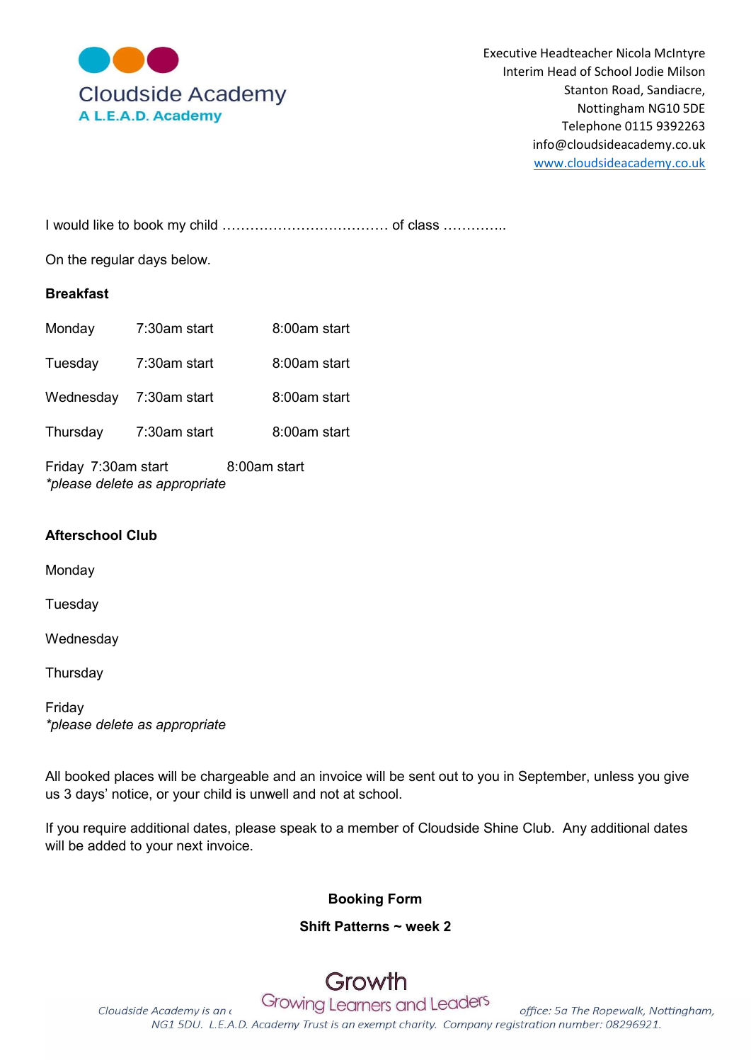Cloudside Academy
A L.E.A.D. Academy

Executive Headteacher Nicola McIntyre
Interim Head of School Jodie Milson
Stanton Road, Sandiacre,
Nottingham NG10 5DE
Telephone 0115 9392263
info@cloudsideacademy.co.uk
www.cloudsideacademy.co.uk

I would like to book my child ……………………………… of class …………..

On the regular days below.

**Breakfast**

| | | |
|---|---|---|
| Monday | 7:30am start | 8:00am start |
| Tuesday | 7:30am start | 8:00am start |
| Wednesday | 7:30am start | 8:00am start |
| Thursday | 7:30am start | 8:00am start |
| Friday | 7:30am start | 8:00am start |

*\*please delete as appropriate*

**Afterschool Club**

Monday

Tuesday

Wednesday

Thursday

Friday

*\*please delete as appropriate*

All booked places will be chargeable and an invoice will be sent out to you in September, unless you give us 3 days' notice, or your child is unwell and not at school.

If you require additional dates, please speak to a member of Cloudside Shine Club. Any additional dates will be added to your next invoice.

**Booking Form**

**Shift Patterns ~ week 2**

Growth
Growing Learners and Leaders

*Cloudside Academy is an ( … office: 5a The Ropewalk, Nottingham, NG1 5DU. L.E.A.D. Academy Trust is an exempt charity. Company registration number: 08296921.*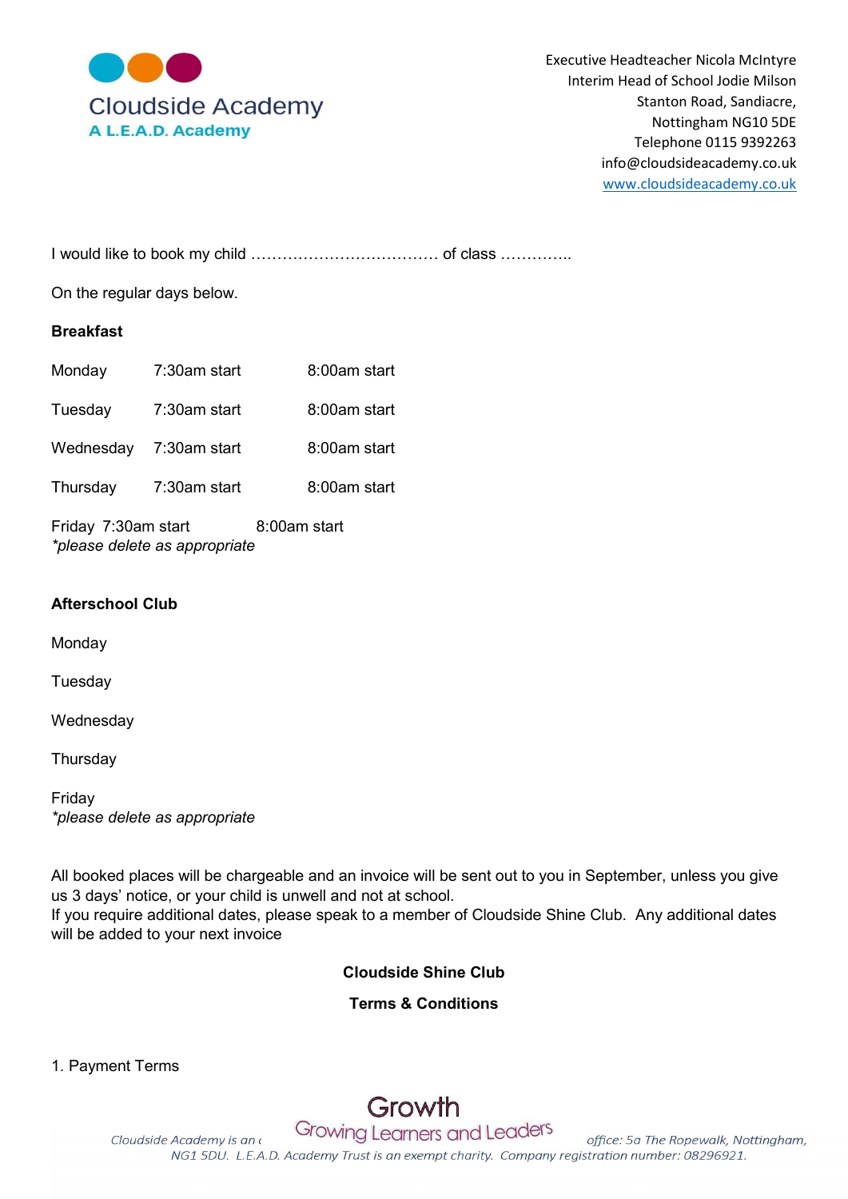Executive Headteacher Nicola McIntyre
Interim Head of School Jodie Milson
Stanton Road, Sandiacre,
Nottingham NG10 5DE
Telephone 0115 9392263
info@cloudsideacademy.co.uk
www.cloudsideacademy.co.uk

I would like to book my child ……………………………… of class …………..

On the regular days below.

**Breakfast**

| | | |
|---|---|---|
| Monday | 7:30am start | 8:00am start |
| Tuesday | 7:30am start | 8:00am start |
| Wednesday | 7:30am start | 8:00am start |
| Thursday | 7:30am start | 8:00am start |
| Friday | 7:30am start | 8:00am start |

*\*please delete as appropriate*

**Afterschool Club**

Monday

Tuesday

Wednesday

Thursday

Friday

*\*please delete as appropriate*

All booked places will be chargeable and an invoice will be sent out to you in September, unless you give us 3 days' notice, or your child is unwell and not at school.
If you require additional dates, please speak to a member of Cloudside Shine Club. Any additional dates will be added to your next invoice

**Cloudside Shine Club**

**Terms & Conditions**

1. Payment Terms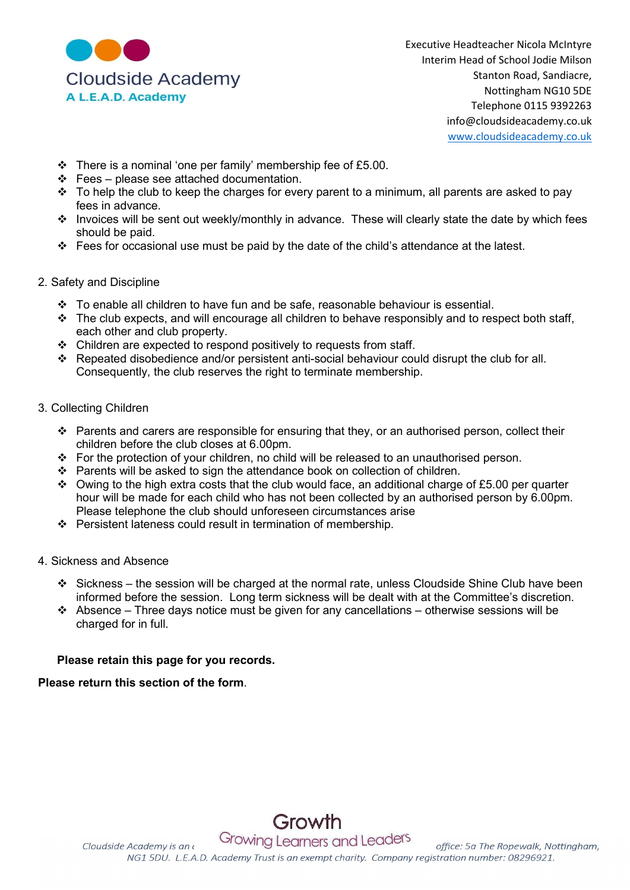Cloudside Academy
A L.E.A.D. Academy

Executive Headteacher Nicola McIntyre
Interim Head of School Jodie Milson
Stanton Road, Sandiacre,
Nottingham NG10 5DE
Telephone 0115 9392263
info@cloudsideacademy.co.uk
www.cloudsideacademy.co.uk

- There is a nominal 'one per family' membership fee of £5.00.
- Fees – please see attached documentation.
- To help the club to keep the charges for every parent to a minimum, all parents are asked to pay fees in advance.
- Invoices will be sent out weekly/monthly in advance. These will clearly state the date by which fees should be paid.
- Fees for occasional use must be paid by the date of the child's attendance at the latest.

2. Safety and Discipline

- To enable all children to have fun and be safe, reasonable behaviour is essential.
- The club expects, and will encourage all children to behave responsibly and to respect both staff, each other and club property.
- Children are expected to respond positively to requests from staff.
- Repeated disobedience and/or persistent anti-social behaviour could disrupt the club for all. Consequently, the club reserves the right to terminate membership.

3. Collecting Children

- Parents and carers are responsible for ensuring that they, or an authorised person, collect their children before the club closes at 6.00pm.
- For the protection of your children, no child will be released to an unauthorised person.
- Parents will be asked to sign the attendance book on collection of children.
- Owing to the high extra costs that the club would face, an additional charge of £5.00 per quarter hour will be made for each child who has not been collected by an authorised person by 6.00pm. Please telephone the club should unforeseen circumstances arise
- Persistent lateness could result in termination of membership.

4. Sickness and Absence

- Sickness – the session will be charged at the normal rate, unless Cloudside Shine Club have been informed before the session. Long term sickness will be dealt with at the Committee's discretion.
- Absence – Three days notice must be given for any cancellations – otherwise sessions will be charged for in full.

**Please retain this page for you records.**

**Please return this section of the form.**

Growth
Growing Learners and Leaders

*Cloudside Academy is an ... office: 5a The Ropewalk, Nottingham, NG1 5DU. L.E.A.D. Academy Trust is an exempt charity. Company registration number: 08296921.*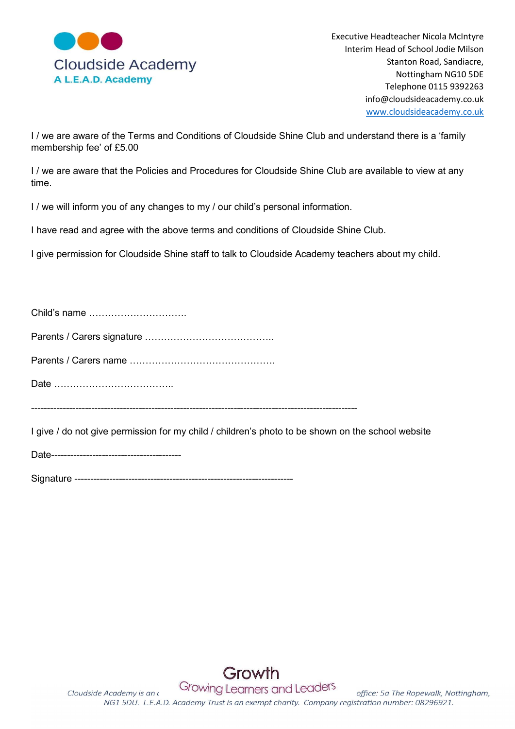Cloudside Academy
A L.E.A.D. Academy

Executive Headteacher Nicola McIntyre
Interim Head of School Jodie Milson
Stanton Road, Sandiacre,
Nottingham NG10 5DE
Telephone 0115 9392263
info@cloudsideacademy.co.uk
www.cloudsideacademy.co.uk

I / we are aware of the Terms and Conditions of Cloudside Shine Club and understand there is a 'family membership fee' of £5.00

I / we are aware that the Policies and Procedures for Cloudside Shine Club are available to view at any time.

I / we will inform you of any changes to my / our child's personal information.

I have read and agree with the above terms and conditions of Cloudside Shine Club.

I give permission for Cloudside Shine staff to talk to Cloudside Academy teachers about my child.

Child's name ………………………….

Parents / Carers signature …………………………………..

Parents / Carers name ……………………………………….

Date ………………………………..

---

I give / do not give permission for my child / children's photo to be shown on the school website

Date-----------------------------------------

Signature --------------------------------------------------------------------

Growth
Growing Learners and Leaders

*Cloudside Academy is an ... office: 5a The Ropewalk, Nottingham, NG1 5DU. L.E.A.D. Academy Trust is an exempt charity. Company registration number: 08296921.*